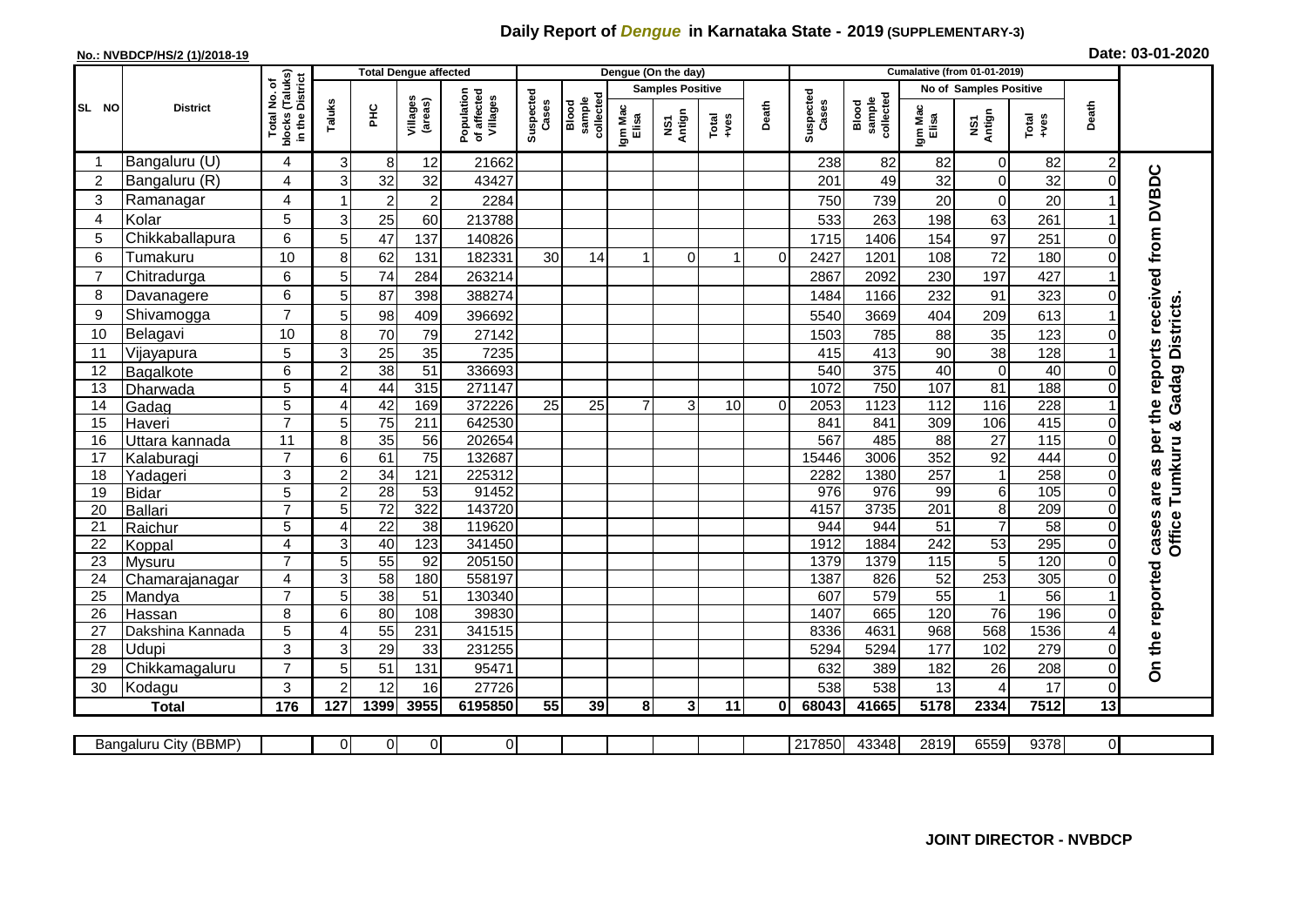# Daily Report of *Dengue* in Karnataka State - 2019 (SUPPLEMENTARY-3)

**No.: NVBDCP/HS/2 (1)/2018-19**

**Date: 03-01-2020**

| SL NO | District | Total No. of blocks (Taluks) in the District | Total Dengue affected | | | | Dengue (On the day) | | | | | | | Cumalative (from 01-01-2019) | | | | | | | |
|---|---|---|---|---|---|---|---|---|---|---|---|---|---|---|---|---|---|---|---|---|
| | | | Taluks | PHC | Villages (areas) | Population of affected Villages | Suspected Cases | Blood sample collected | Samples Positive | | | Death | Suspected Cases | Blood sample collected | No of Samples Positive | | | Death | |
| | | | | | | | | | Igm Mac Elisa | NS1 Antign | Total +ves | | | | Igm Mac Elisa | NS1 Antign | Total +ves | | |
| 1 | Bangaluru (U) | 4 | 3 | 8 | 12 | 21662 | | | | | | | 238 | 82 | 82 | 0 | 82 | 2 | On the reported cases are as per the reports received from DVBDC Office Tumkuru & Gadag Districts. |
| 2 | Bangaluru (R) | 4 | 3 | 32 | 32 | 43427 | | | | | | | 201 | 49 | 32 | 0 | 32 | 0 | |
| 3 | Ramanagar | 4 | 1 | 2 | 2 | 2284 | | | | | | | 750 | 739 | 20 | 0 | 20 | 1 | |
| 4 | Kolar | 5 | 3 | 25 | 60 | 213788 | | | | | | | 533 | 263 | 198 | 63 | 261 | 1 | |
| 5 | Chikkaballapura | 6 | 5 | 47 | 137 | 140826 | | | | | | | 1715 | 1406 | 154 | 97 | 251 | 0 | |
| 6 | Tumakuru | 10 | 8 | 62 | 131 | 182331 | 30 | 14 | 1 | 0 | 1 | 0 | 2427 | 1201 | 108 | 72 | 180 | 0 | |
| 7 | Chitradurga | 6 | 5 | 74 | 284 | 263214 | | | | | | | 2867 | 2092 | 230 | 197 | 427 | 1 | |
| 8 | Davanagere | 6 | 5 | 87 | 398 | 388274 | | | | | | | 1484 | 1166 | 232 | 91 | 323 | 0 | |
| 9 | Shivamogga | 7 | 5 | 98 | 409 | 396692 | | | | | | | 5540 | 3669 | 404 | 209 | 613 | 1 | |
| 10 | Belagavi | 10 | 8 | 70 | 79 | 27142 | | | | | | | 1503 | 785 | 88 | 35 | 123 | 0 | |
| 11 | Vijayapura | 5 | 3 | 25 | 35 | 7235 | | | | | | | 415 | 413 | 90 | 38 | 128 | 1 | |
| 12 | Bagalkote | 6 | 2 | 38 | 51 | 336693 | | | | | | | 540 | 375 | 40 | 0 | 40 | 0 | |
| 13 | Dharwada | 5 | 4 | 44 | 315 | 271147 | | | | | | | 1072 | 750 | 107 | 81 | 188 | 0 | |
| 14 | Gadag | 5 | 4 | 42 | 169 | 372226 | 25 | 25 | 7 | 3 | 10 | 0 | 2053 | 1123 | 112 | 116 | 228 | 1 | |
| 15 | Haveri | 7 | 5 | 75 | 211 | 642530 | | | | | | | 841 | 841 | 309 | 106 | 415 | 0 | |
| 16 | Uttara kannada | 11 | 8 | 35 | 56 | 202654 | | | | | | | 567 | 485 | 88 | 27 | 115 | 0 | |
| 17 | Kalaburagi | 7 | 6 | 61 | 75 | 132687 | | | | | | | 15446 | 3006 | 352 | 92 | 444 | 0 | |
| 18 | Yadageri | 3 | 2 | 34 | 121 | 225312 | | | | | | | 2282 | 1380 | 257 | 1 | 258 | 0 | |
| 19 | Bidar | 5 | 2 | 28 | 53 | 91452 | | | | | | | 976 | 976 | 99 | 6 | 105 | 0 | |
| 20 | Ballari | 7 | 5 | 72 | 322 | 143720 | | | | | | | 4157 | 3735 | 201 | 8 | 209 | 0 | |
| 21 | Raichur | 5 | 4 | 22 | 38 | 119620 | | | | | | | 944 | 944 | 51 | 7 | 58 | 0 | |
| 22 | Koppal | 4 | 3 | 40 | 123 | 341450 | | | | | | | 1912 | 1884 | 242 | 53 | 295 | 0 | |
| 23 | Mysuru | 7 | 5 | 55 | 92 | 205150 | | | | | | | 1379 | 1379 | 115 | 5 | 120 | 0 | |
| 24 | Chamarajanagar | 4 | 3 | 58 | 180 | 558197 | | | | | | | 1387 | 826 | 52 | 253 | 305 | 0 | |
| 25 | Mandya | 7 | 5 | 38 | 51 | 130340 | | | | | | | 607 | 579 | 55 | 1 | 56 | 1 | |
| 26 | Hassan | 8 | 6 | 80 | 108 | 39830 | | | | | | | 1407 | 665 | 120 | 76 | 196 | 0 | |
| 27 | Dakshina Kannada | 5 | 4 | 55 | 231 | 341515 | | | | | | | 8336 | 4631 | 968 | 568 | 1536 | 4 | |
| 28 | Udupi | 3 | 3 | 29 | 33 | 231255 | | | | | | | 5294 | 5294 | 177 | 102 | 279 | 0 | |
| 29 | Chikkamagaluru | 7 | 5 | 51 | 131 | 95471 | | | | | | | 632 | 389 | 182 | 26 | 208 | 0 | |
| 30 | Kodagu | 3 | 2 | 12 | 16 | 27726 | | | | | | | 538 | 538 | 13 | 4 | 17 | 0 | |
| | **Total** | **176** | **127** | **1399** | **3955** | **6195850** | **55** | **39** | **8** | **3** | **11** | **0** | **68043** | **41665** | **5178** | **2334** | **7512** | **13** | |

| Bangaluru City (BBMP) | | 0 | 0 | 0 | 0 | | | | | | | 217850 | 43348 | 2819 | 6559 | 9378 | 0 |
|---|---|---|---|---|---|---|---|---|---|---|---|---|---|---|---|---|---|

**JOINT DIRECTOR - NVBDCP**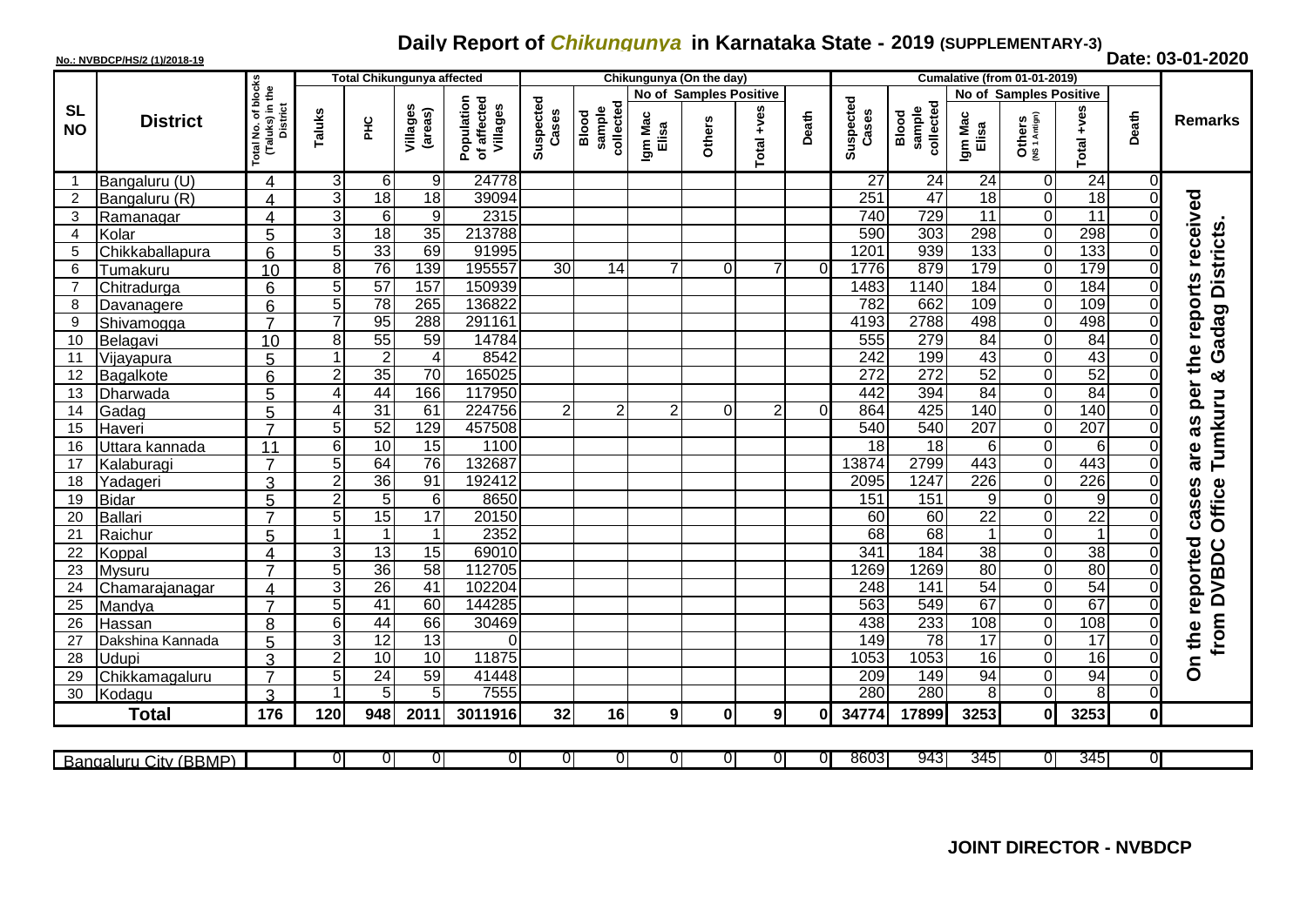**No.: NVBDCP/HS/2 (1)/2018-19**

# Daily Report of *Chikungunya* in Karnataka State - 2019 (SUPPLEMENTARY-3)

**Date: 03-01-2020**

| SL NO | District | Total No. of blocks (Taluks) in the District | Total Chikungunya affected | | | | Chikungunya (On the day) | | | | | | Cumalative (from 01-01-2019) | | | | | | Remarks |
|---|---|---|---|---|---|---|---|---|---|---|---|---|---|---|---|---|---|---|---|
| | | | Taluks | PHC | Villages (areas) | Population of affected Villages | Suspected Cases | Blood sample collected | No of Samples Positive | | | Death | Suspected Cases | Blood sample collected | No of Samples Positive | | | Death | |
| | | | | | | | | | Igm Mac Elisa | Others | Total +ves | | | | Igm Mac Elisa | Others (NS1 Antign) | Total +ves | | |
| 1 | Bangaluru (U) | 4 | 3 | 6 | 9 | 24778 | | | | | | | 27 | 24 | 24 | 0 | 24 | 0 | On the reported cases are as per the reports received from DVBDC Office Tumkuru & Gadag Districts. |
| 2 | Bangaluru (R) | 4 | 3 | 18 | 18 | 39094 | | | | | | | 251 | 47 | 18 | 0 | 18 | 0 | |
| 3 | Ramanagar | 4 | 3 | 6 | 9 | 2315 | | | | | | | 740 | 729 | 11 | 0 | 11 | 0 | |
| 4 | Kolar | 5 | 3 | 18 | 35 | 213788 | | | | | | | 590 | 303 | 298 | 0 | 298 | 0 | |
| 5 | Chikkaballapura | 6 | 5 | 33 | 69 | 91995 | | | | | | | 1201 | 939 | 133 | 0 | 133 | 0 | |
| 6 | Tumakuru | 10 | 8 | 76 | 139 | 195557 | 30 | 14 | 7 | 0 | 7 | 0 | 1776 | 879 | 179 | 0 | 179 | 0 | |
| 7 | Chitradurga | 6 | 5 | 57 | 157 | 150939 | | | | | | | 1483 | 1140 | 184 | 0 | 184 | 0 | |
| 8 | Davanagere | 6 | 5 | 78 | 265 | 136822 | | | | | | | 782 | 662 | 109 | 0 | 109 | 0 | |
| 9 | Shivamogga | 7 | 7 | 95 | 288 | 291161 | | | | | | | 4193 | 2788 | 498 | 0 | 498 | 0 | |
| 10 | Belagavi | 10 | 8 | 55 | 59 | 14784 | | | | | | | 555 | 279 | 84 | 0 | 84 | 0 | |
| 11 | Vijayapura | 5 | 1 | 2 | 4 | 8542 | | | | | | | 242 | 199 | 43 | 0 | 43 | 0 | |
| 12 | Bagalkote | 6 | 2 | 35 | 70 | 165025 | | | | | | | 272 | 272 | 52 | 0 | 52 | 0 | |
| 13 | Dharwada | 5 | 4 | 44 | 166 | 117950 | | | | | | | 442 | 394 | 84 | 0 | 84 | 0 | |
| 14 | Gadag | 5 | 4 | 31 | 61 | 224756 | 2 | 2 | 2 | 0 | 2 | 0 | 864 | 425 | 140 | 0 | 140 | 0 | |
| 15 | Haveri | 7 | 5 | 52 | 129 | 457508 | | | | | | | 540 | 540 | 207 | 0 | 207 | 0 | |
| 16 | Uttara kannada | 11 | 6 | 10 | 15 | 1100 | | | | | | | 18 | 18 | 6 | 0 | 6 | 0 | |
| 17 | Kalaburagi | 7 | 5 | 64 | 76 | 132687 | | | | | | | 13874 | 2799 | 443 | 0 | 443 | 0 | |
| 18 | Yadageri | 3 | 2 | 36 | 91 | 192412 | | | | | | | 2095 | 1247 | 226 | 0 | 226 | 0 | |
| 19 | Bidar | 5 | 2 | 5 | 6 | 8650 | | | | | | | 151 | 151 | 9 | 0 | 9 | 0 | |
| 20 | Ballari | 7 | 5 | 15 | 17 | 20150 | | | | | | | 60 | 60 | 22 | 0 | 22 | 0 | |
| 21 | Raichur | 5 | 1 | 1 | 1 | 2352 | | | | | | | 68 | 68 | 1 | 0 | 1 | 0 | |
| 22 | Koppal | 4 | 3 | 13 | 15 | 69010 | | | | | | | 341 | 184 | 38 | 0 | 38 | 0 | |
| 23 | Mysuru | 7 | 5 | 36 | 58 | 112705 | | | | | | | 1269 | 1269 | 80 | 0 | 80 | 0 | |
| 24 | Chamarajanagar | 4 | 3 | 26 | 41 | 102204 | | | | | | | 248 | 141 | 54 | 0 | 54 | 0 | |
| 25 | Mandya | 7 | 5 | 41 | 60 | 144285 | | | | | | | 563 | 549 | 67 | 0 | 67 | 0 | |
| 26 | Hassan | 8 | 6 | 44 | 66 | 30469 | | | | | | | 438 | 233 | 108 | 0 | 108 | 0 | |
| 27 | Dakshina Kannada | 5 | 3 | 12 | 13 | 0 | | | | | | | 149 | 78 | 17 | 0 | 17 | 0 | |
| 28 | Udupi | 3 | 2 | 10 | 10 | 11875 | | | | | | | 1053 | 1053 | 16 | 0 | 16 | 0 | |
| 29 | Chikkamagaluru | 7 | 5 | 24 | 59 | 41448 | | | | | | | 209 | 149 | 94 | 0 | 94 | 0 | |
| 30 | Kodagu | 3 | 1 | 5 | 5 | 7555 | | | | | | | 280 | 280 | 8 | 0 | 8 | 0 | |
| **Total** | | **176** | **120** | **948** | **2011** | **3011916** | **32** | **16** | **9** | **0** | **9** | **0** | **34774** | **17899** | **3253** | **0** | **3253** | **0** | |

| | | | | | | | | | | | | | | | | | |
|---|---|---|---|---|---|---|---|---|---|---|---|---|---|---|---|---|---|
| Bangaluru City (BBMP) | | 0 | 0 | 0 | 0 | 0 | 0 | 0 | 0 | 0 | 0 | 8603 | 943 | 345 | 0 | 345 | 0 |

**JOINT DIRECTOR - NVBDCP**